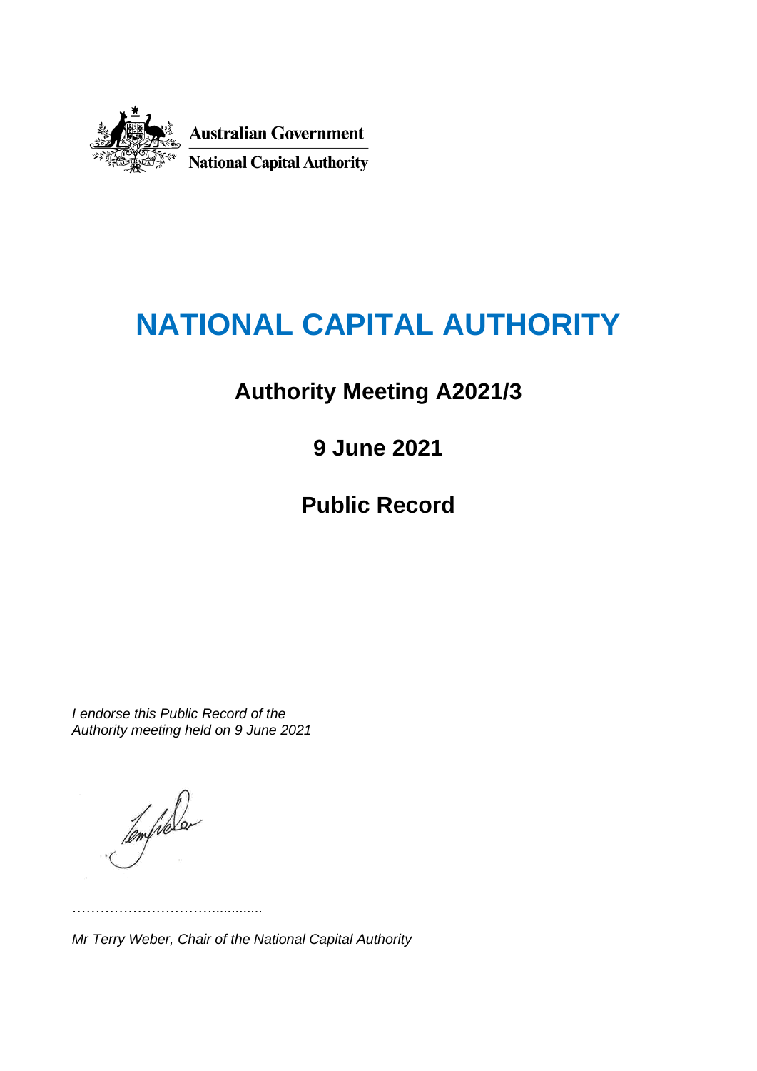Australian Government

National Capital Authority

# NATIONAL CAPITAL AUTHORITY

## Authority Meeting A2021/3

## 9 June 2021

## Public Record

*I endorse this Public Record of the Authority meeting held on 9 June 2021*

……………………………...........

*Mr Terry Weber, Chair of the National Capital Authority*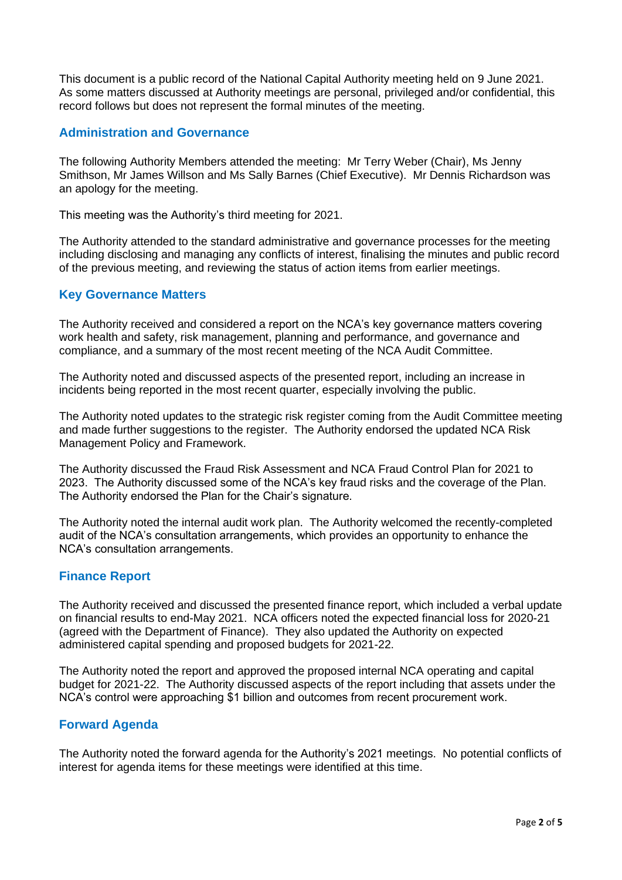This document is a public record of the National Capital Authority meeting held on 9 June 2021. As some matters discussed at Authority meetings are personal, privileged and/or confidential, this record follows but does not represent the formal minutes of the meeting.

## Administration and Governance

The following Authority Members attended the meeting: Mr Terry Weber (Chair), Ms Jenny Smithson, Mr James Willson and Ms Sally Barnes (Chief Executive). Mr Dennis Richardson was an apology for the meeting.

This meeting was the Authority's third meeting for 2021.

The Authority attended to the standard administrative and governance processes for the meeting including disclosing and managing any conflicts of interest, finalising the minutes and public record of the previous meeting, and reviewing the status of action items from earlier meetings.

## Key Governance Matters

The Authority received and considered a report on the NCA's key governance matters covering work health and safety, risk management, planning and performance, and governance and compliance, and a summary of the most recent meeting of the NCA Audit Committee.

The Authority noted and discussed aspects of the presented report, including an increase in incidents being reported in the most recent quarter, especially involving the public.

The Authority noted updates to the strategic risk register coming from the Audit Committee meeting and made further suggestions to the register. The Authority endorsed the updated NCA Risk Management Policy and Framework.

The Authority discussed the Fraud Risk Assessment and NCA Fraud Control Plan for 2021 to 2023. The Authority discussed some of the NCA's key fraud risks and the coverage of the Plan. The Authority endorsed the Plan for the Chair's signature.

The Authority noted the internal audit work plan. The Authority welcomed the recently-completed audit of the NCA's consultation arrangements, which provides an opportunity to enhance the NCA's consultation arrangements.

## Finance Report

The Authority received and discussed the presented finance report, which included a verbal update on financial results to end-May 2021. NCA officers noted the expected financial loss for 2020-21 (agreed with the Department of Finance). They also updated the Authority on expected administered capital spending and proposed budgets for 2021-22.

The Authority noted the report and approved the proposed internal NCA operating and capital budget for 2021-22. The Authority discussed aspects of the report including that assets under the NCA's control were approaching $1 billion and outcomes from recent procurement work.

## Forward Agenda

The Authority noted the forward agenda for the Authority's 2021 meetings. No potential conflicts of interest for agenda items for these meetings were identified at this time.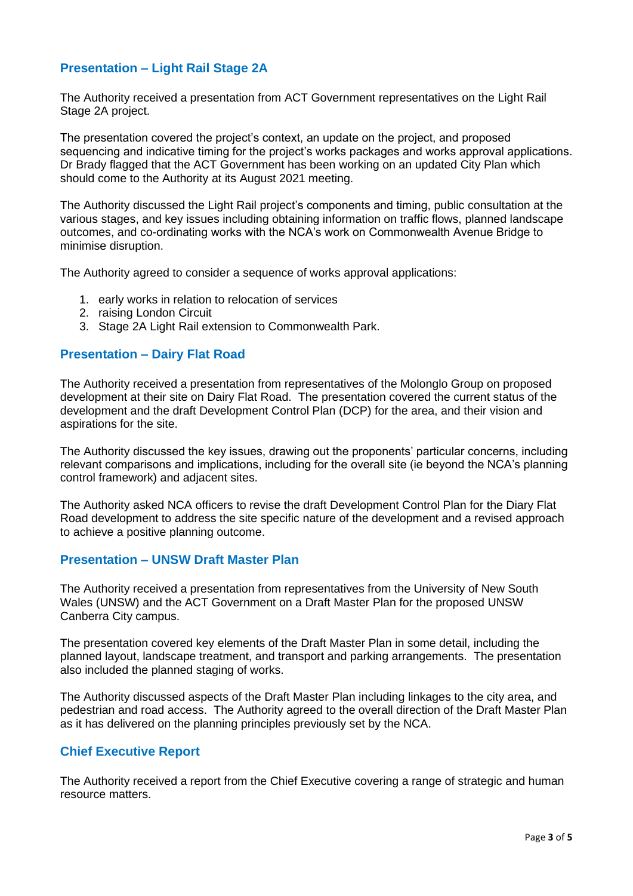## Presentation – Light Rail Stage 2A

The Authority received a presentation from ACT Government representatives on the Light Rail Stage 2A project.

The presentation covered the project's context, an update on the project, and proposed sequencing and indicative timing for the project's works packages and works approval applications. Dr Brady flagged that the ACT Government has been working on an updated City Plan which should come to the Authority at its August 2021 meeting.

The Authority discussed the Light Rail project's components and timing, public consultation at the various stages, and key issues including obtaining information on traffic flows, planned landscape outcomes, and co-ordinating works with the NCA's work on Commonwealth Avenue Bridge to minimise disruption.

The Authority agreed to consider a sequence of works approval applications:

1. early works in relation to relocation of services
2. raising London Circuit
3. Stage 2A Light Rail extension to Commonwealth Park.

## Presentation – Dairy Flat Road

The Authority received a presentation from representatives of the Molonglo Group on proposed development at their site on Dairy Flat Road. The presentation covered the current status of the development and the draft Development Control Plan (DCP) for the area, and their vision and aspirations for the site.

The Authority discussed the key issues, drawing out the proponents' particular concerns, including relevant comparisons and implications, including for the overall site (ie beyond the NCA's planning control framework) and adjacent sites.

The Authority asked NCA officers to revise the draft Development Control Plan for the Diary Flat Road development to address the site specific nature of the development and a revised approach to achieve a positive planning outcome.

## Presentation – UNSW Draft Master Plan

The Authority received a presentation from representatives from the University of New South Wales (UNSW) and the ACT Government on a Draft Master Plan for the proposed UNSW Canberra City campus.

The presentation covered key elements of the Draft Master Plan in some detail, including the planned layout, landscape treatment, and transport and parking arrangements. The presentation also included the planned staging of works.

The Authority discussed aspects of the Draft Master Plan including linkages to the city area, and pedestrian and road access. The Authority agreed to the overall direction of the Draft Master Plan as it has delivered on the planning principles previously set by the NCA.

## Chief Executive Report

The Authority received a report from the Chief Executive covering a range of strategic and human resource matters.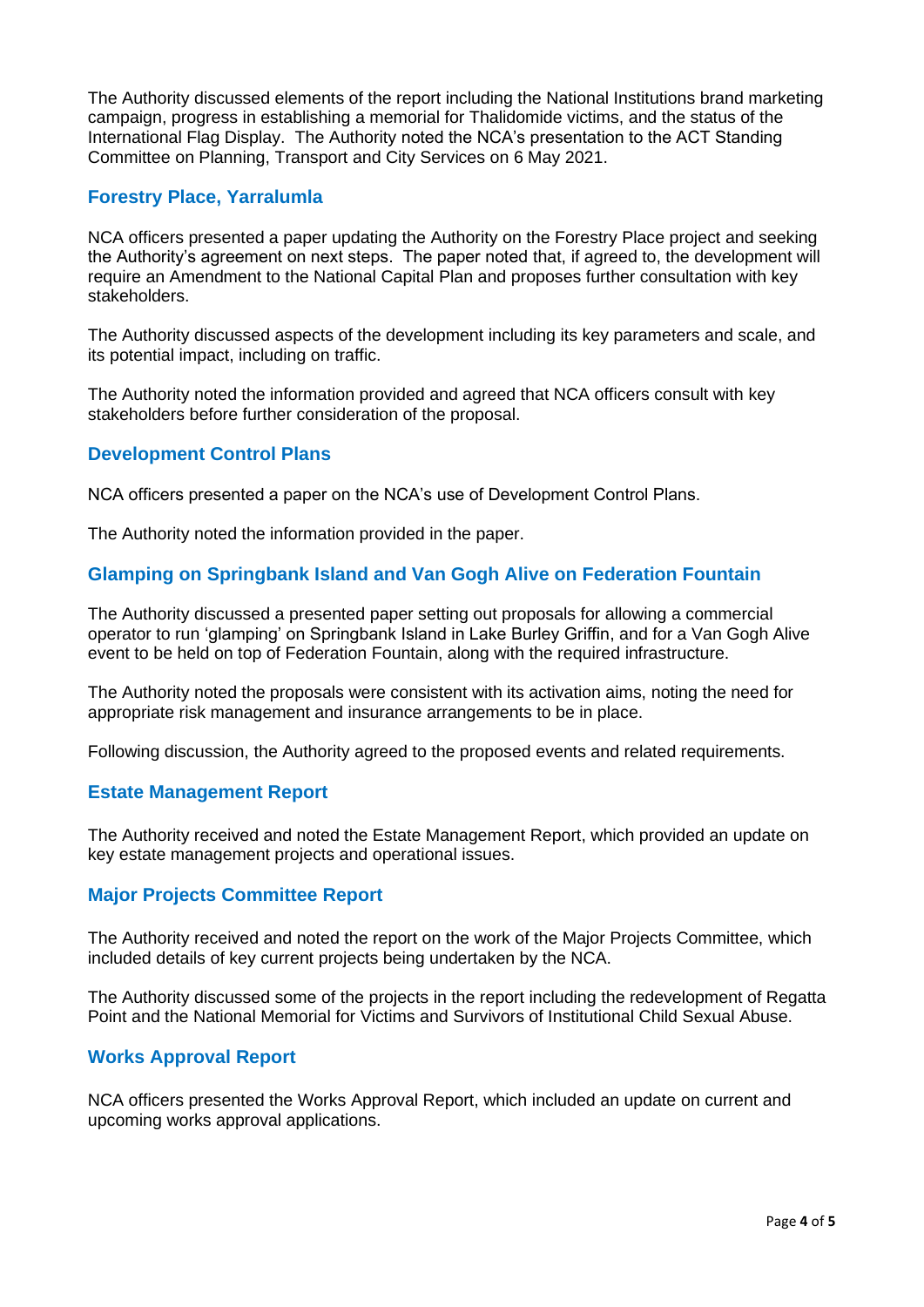The Authority discussed elements of the report including the National Institutions brand marketing campaign, progress in establishing a memorial for Thalidomide victims, and the status of the International Flag Display. The Authority noted the NCA's presentation to the ACT Standing Committee on Planning, Transport and City Services on 6 May 2021.

### Forestry Place, Yarralumla

NCA officers presented a paper updating the Authority on the Forestry Place project and seeking the Authority's agreement on next steps. The paper noted that, if agreed to, the development will require an Amendment to the National Capital Plan and proposes further consultation with key stakeholders.

The Authority discussed aspects of the development including its key parameters and scale, and its potential impact, including on traffic.

The Authority noted the information provided and agreed that NCA officers consult with key stakeholders before further consideration of the proposal.

### Development Control Plans

NCA officers presented a paper on the NCA's use of Development Control Plans.

The Authority noted the information provided in the paper.

### Glamping on Springbank Island and Van Gogh Alive on Federation Fountain

The Authority discussed a presented paper setting out proposals for allowing a commercial operator to run 'glamping' on Springbank Island in Lake Burley Griffin, and for a Van Gogh Alive event to be held on top of Federation Fountain, along with the required infrastructure.

The Authority noted the proposals were consistent with its activation aims, noting the need for appropriate risk management and insurance arrangements to be in place.

Following discussion, the Authority agreed to the proposed events and related requirements.

### Estate Management Report

The Authority received and noted the Estate Management Report, which provided an update on key estate management projects and operational issues.

### Major Projects Committee Report

The Authority received and noted the report on the work of the Major Projects Committee, which included details of key current projects being undertaken by the NCA.

The Authority discussed some of the projects in the report including the redevelopment of Regatta Point and the National Memorial for Victims and Survivors of Institutional Child Sexual Abuse.

### Works Approval Report

NCA officers presented the Works Approval Report, which included an update on current and upcoming works approval applications.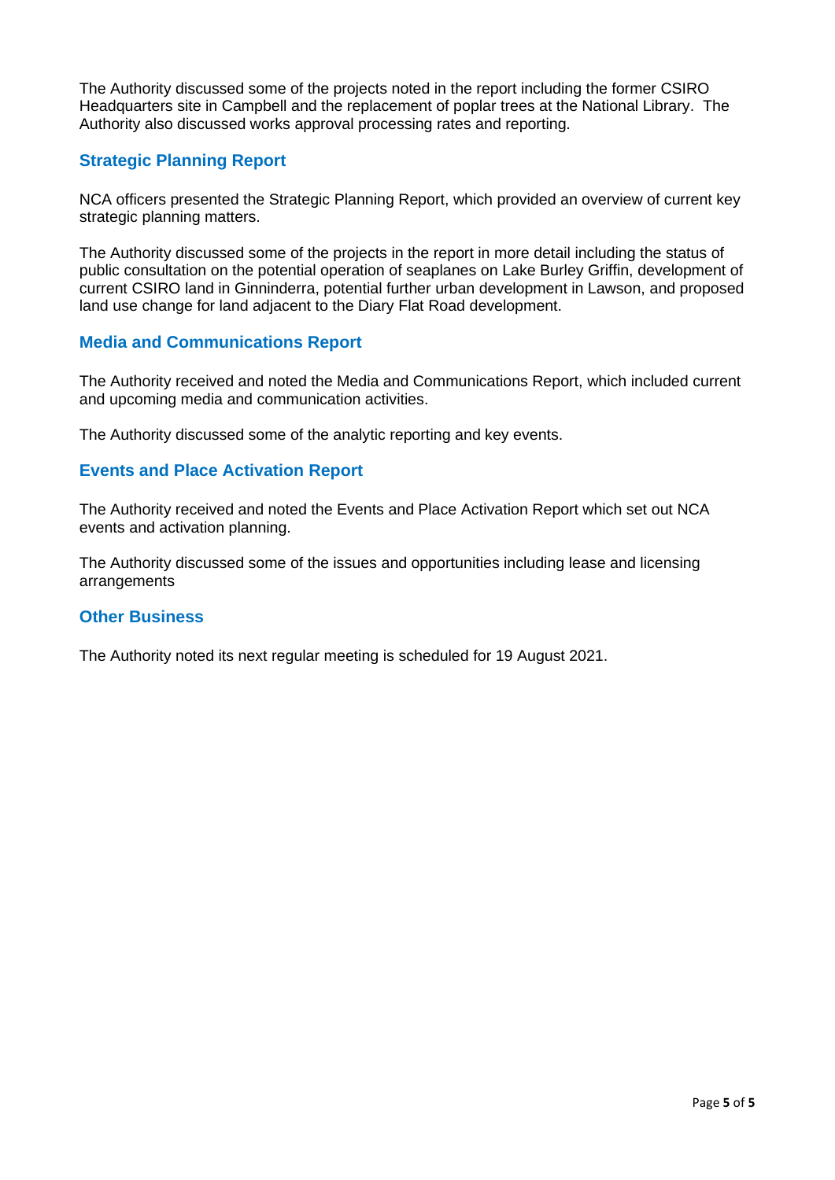The Authority discussed some of the projects noted in the report including the former CSIRO Headquarters site in Campbell and the replacement of poplar trees at the National Library. The Authority also discussed works approval processing rates and reporting.

## Strategic Planning Report

NCA officers presented the Strategic Planning Report, which provided an overview of current key strategic planning matters.

The Authority discussed some of the projects in the report in more detail including the status of public consultation on the potential operation of seaplanes on Lake Burley Griffin, development of current CSIRO land in Ginninderra, potential further urban development in Lawson, and proposed land use change for land adjacent to the Diary Flat Road development.

## Media and Communications Report

The Authority received and noted the Media and Communications Report, which included current and upcoming media and communication activities.

The Authority discussed some of the analytic reporting and key events.

## Events and Place Activation Report

The Authority received and noted the Events and Place Activation Report which set out NCA events and activation planning.

The Authority discussed some of the issues and opportunities including lease and licensing arrangements

## Other Business

The Authority noted its next regular meeting is scheduled for 19 August 2021.